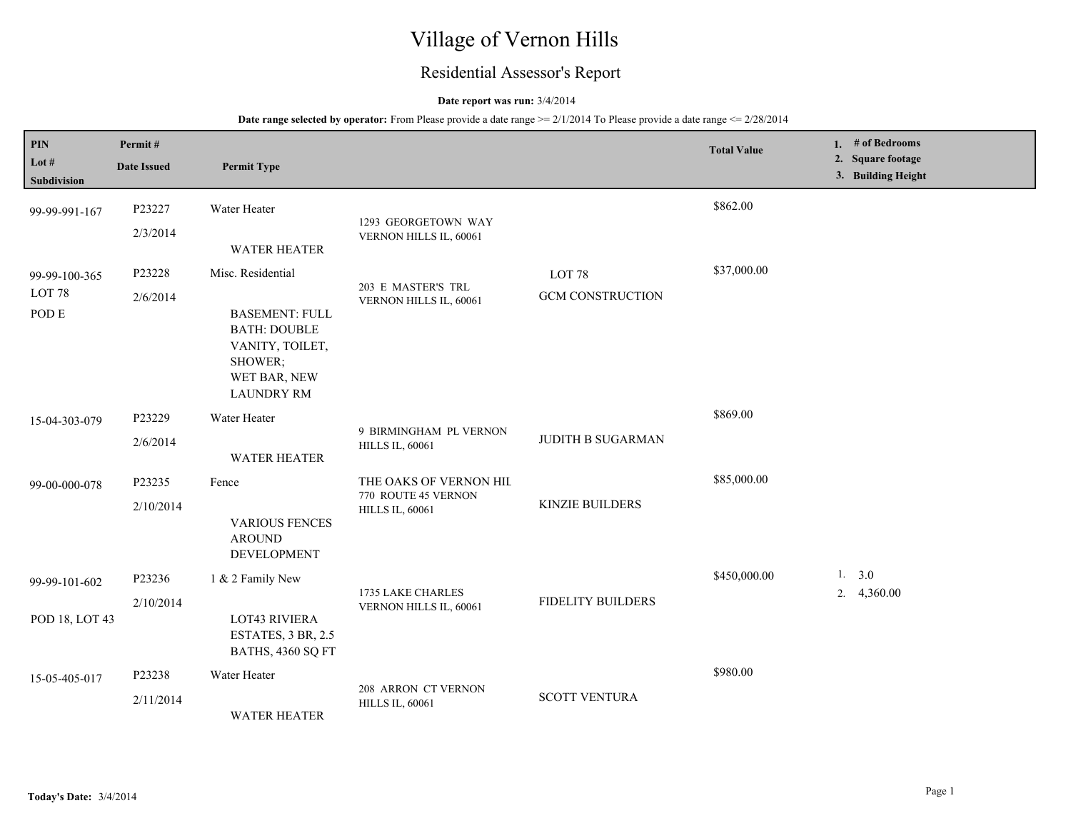# Village of Vernon Hills

## Residential Assessor's Report

**Date report was run:** 3/4/2014

**Date range selected by operator:** From Please provide a date range >= 2/1/2014 To Please provide a date range <= 2/28/2014

| PIN / Lot # / Subdivision | Permit # / Date Issued | Permit Type | Address | Contractor | Total Value | 1. # of Bedrooms 2. Square footage 3. Building Height |
|---|---|---|---|---|---|---|
| 99-99-991-167 | P23227 2/3/2014 | Water Heater WATER HEATER | 1293 GEORGETOWN WAY VERNON HILLS IL, 60061 | | $862.00 | |
| 99-99-100-365 LOT 78 POD E | P23228 2/6/2014 | Misc. Residential BASEMENT: FULL BATH: DOUBLE VANITY, TOILET, SHOWER; WET BAR, NEW LAUNDRY RM | 203 E MASTER'S TRL VERNON HILLS IL, 60061 | LOT 78 GCM CONSTRUCTION | $37,000.00 | |
| 15-04-303-079 | P23229 2/6/2014 | Water Heater WATER HEATER | 9 BIRMINGHAM PL VERNON HILLS IL, 60061 | JUDITH B SUGARMAN | $869.00 | |
| 99-00-000-078 | P23235 2/10/2014 | Fence VARIOUS FENCES AROUND DEVELOPMENT | THE OAKS OF VERNON HIL 770 ROUTE 45 VERNON HILLS IL, 60061 | KINZIE BUILDERS | $85,000.00 | |
| 99-99-101-602 POD 18, LOT 43 | P23236 2/10/2014 | 1 & 2 Family New LOT43 RIVIERA ESTATES, 3 BR, 2.5 BATHS, 4360 SQ FT | 1735 LAKE CHARLES VERNON HILLS IL, 60061 | FIDELITY BUILDERS | $450,000.00 | 1. 3.0 2. 4,360.00 |
| 15-05-405-017 | P23238 2/11/2014 | Water Heater WATER HEATER | 208 ARRON CT VERNON HILLS IL, 60061 | SCOTT VENTURA | $980.00 | |

**Today's Date:** 3/4/2014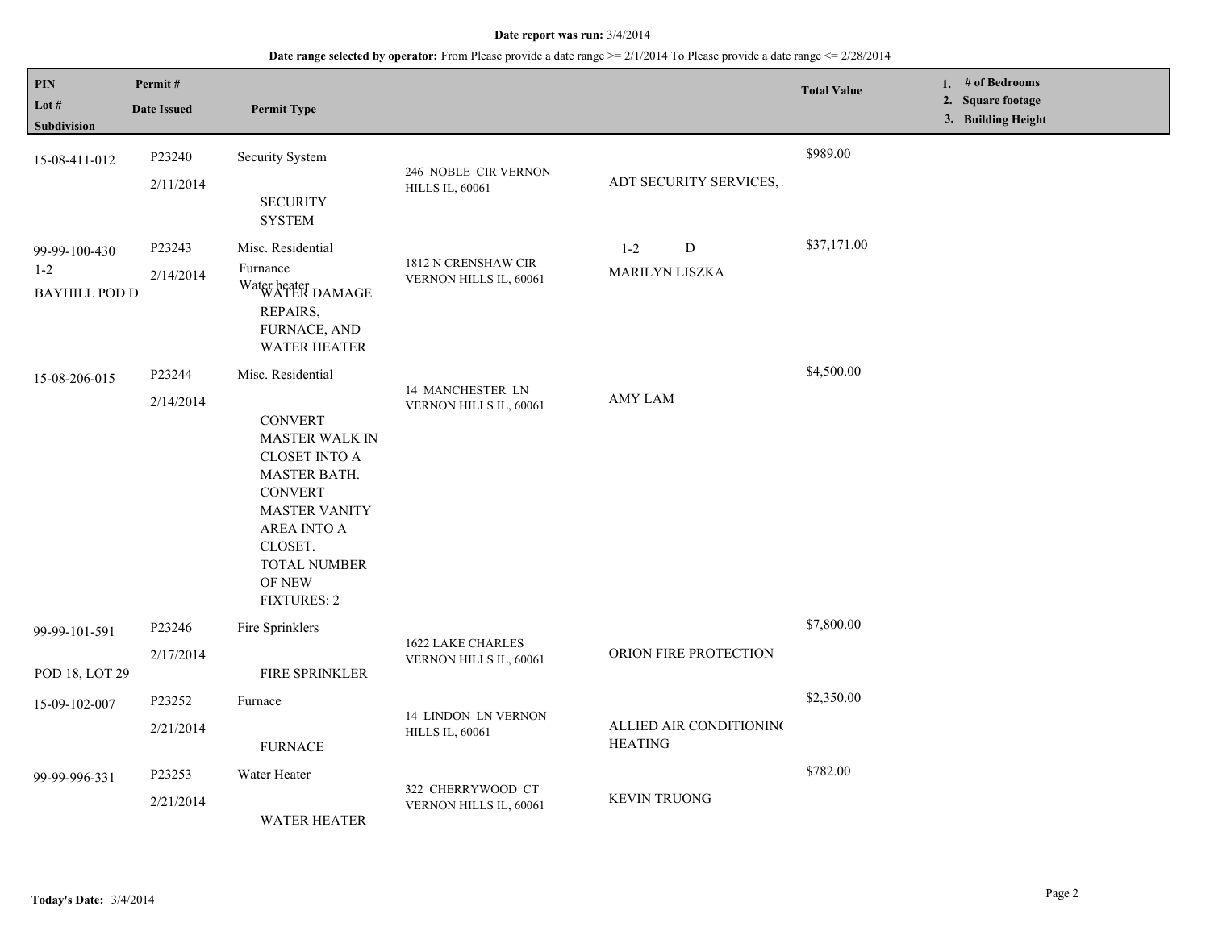**Date report was run:** 3/4/2014

**Date range selected by operator:** From Please provide a date range >= 2/1/2014 To Please provide a date range <= 2/28/2014

| PIN<br>Lot #<br>Subdivision | Permit #<br>Date Issued | Permit Type | | | Total Value | 1. # of Bedrooms<br>2. Square footage<br>3. Building Height |
|---|---|---|---|---|---|---|
| 15-08-411-012 | P23240<br>2/11/2014 | Security System<br><br>SECURITY SYSTEM | 246 NOBLE CIR VERNON HILLS IL, 60061 | ADT SECURITY SERVICES, | $989.00 | |
| 99-99-100-430<br>1-2<br>BAYHILL POD D | P23243<br>2/14/2014 | Misc. Residential<br>Furnance<br>Water heater<br>WATER DAMAGE REPAIRS, FURNACE, AND WATER HEATER | 1812 N CRENSHAW CIR VERNON HILLS IL, 60061 | 1-2 D<br>MARILYN LISZKA | $37,171.00 | |
| 15-08-206-015 | P23244<br>2/14/2014 | Misc. Residential<br><br>CONVERT MASTER WALK IN CLOSET INTO A MASTER BATH. CONVERT MASTER VANITY AREA INTO A CLOSET. TOTAL NUMBER OF NEW FIXTURES: 2 | 14 MANCHESTER LN VERNON HILLS IL, 60061 | AMY LAM | $4,500.00 | |
| 99-99-101-591<br><br>POD 18, LOT 29 | P23246<br>2/17/2014 | Fire Sprinklers<br><br>FIRE SPRINKLER | 1622 LAKE CHARLES VERNON HILLS IL, 60061 | ORION FIRE PROTECTION | $7,800.00 | |
| 15-09-102-007 | P23252<br>2/21/2014 | Furnace<br><br>FURNACE | 14 LINDON LN VERNON HILLS IL, 60061 | ALLIED AIR CONDITIONING HEATING | $2,350.00 | |
| 99-99-996-331 | P23253<br>2/21/2014 | Water Heater<br><br>WATER HEATER | 322 CHERRYWOOD CT VERNON HILLS IL, 60061 | KEVIN TRUONG | $782.00 | |

**Today's Date:** 3/4/2014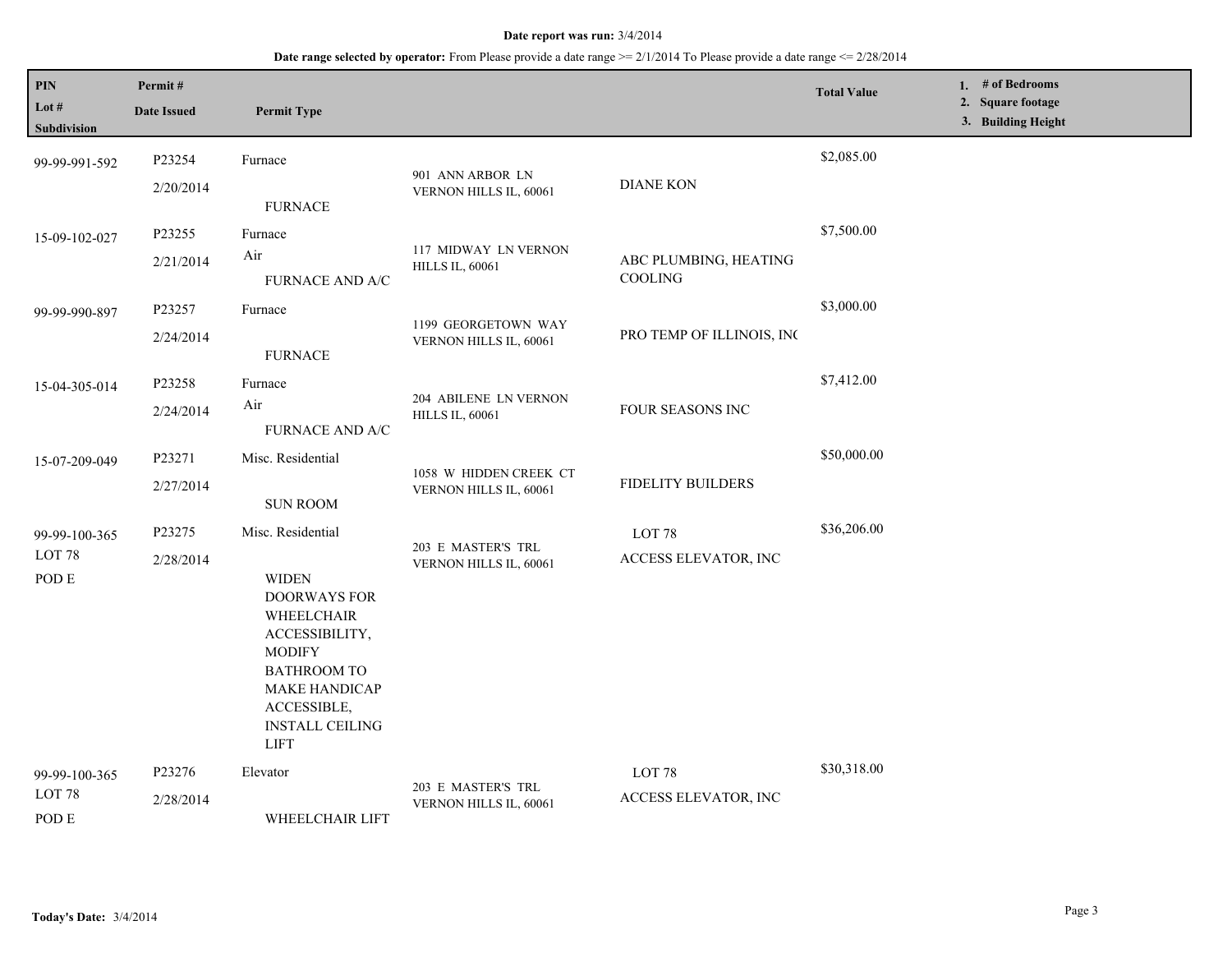**Date report was run:** 3/4/2014

**Date range selected by operator:** From Please provide a date range >= 2/1/2014 To Please provide a date range <= 2/28/2014

| PIN<br>Lot #<br>Subdivision | Permit #<br>Date Issued | Permit Type | | | Total Value | 1. # of Bedrooms<br>2. Square footage<br>3. Building Height |
|---|---|---|---|---|---|---|
| 99-99-991-592 | P23254<br>2/20/2014 | Furnace<br>FURNACE | 901 ANN ARBOR LN VERNON HILLS IL, 60061 | DIANE KON | $2,085.00 | |
| 15-09-102-027 | P23255<br>2/21/2014 | Furnace<br>Air<br>FURNACE AND A/C | 117 MIDWAY LN VERNON HILLS IL, 60061 | ABC PLUMBING, HEATING COOLING | $7,500.00 | |
| 99-99-990-897 | P23257<br>2/24/2014 | Furnace<br>FURNACE | 1199 GEORGETOWN WAY VERNON HILLS IL, 60061 | PRO TEMP OF ILLINOIS, INC | $3,000.00 | |
| 15-04-305-014 | P23258<br>2/24/2014 | Furnace<br>Air<br>FURNACE AND A/C | 204 ABILENE LN VERNON HILLS IL, 60061 | FOUR SEASONS INC | $7,412.00 | |
| 15-07-209-049 | P23271<br>2/27/2014 | Misc. Residential<br>SUN ROOM | 1058 W HIDDEN CREEK CT VERNON HILLS IL, 60061 | FIDELITY BUILDERS | $50,000.00 | |
| 99-99-100-365<br>LOT 78<br>POD E | P23275<br>2/28/2014 | Misc. Residential<br>WIDEN DOORWAYS FOR WHEELCHAIR ACCESSIBILITY, MODIFY BATHROOM TO MAKE HANDICAP ACCESSIBLE, INSTALL CEILING LIFT | 203 E MASTER'S TRL VERNON HILLS IL, 60061 | LOT 78<br>ACCESS ELEVATOR, INC | $36,206.00 | |
| 99-99-100-365<br>LOT 78<br>POD E | P23276<br>2/28/2014 | Elevator<br>WHEELCHAIR LIFT | 203 E MASTER'S TRL VERNON HILLS IL, 60061 | LOT 78<br>ACCESS ELEVATOR, INC | $30,318.00 | |

**Today's Date:** 3/4/2014